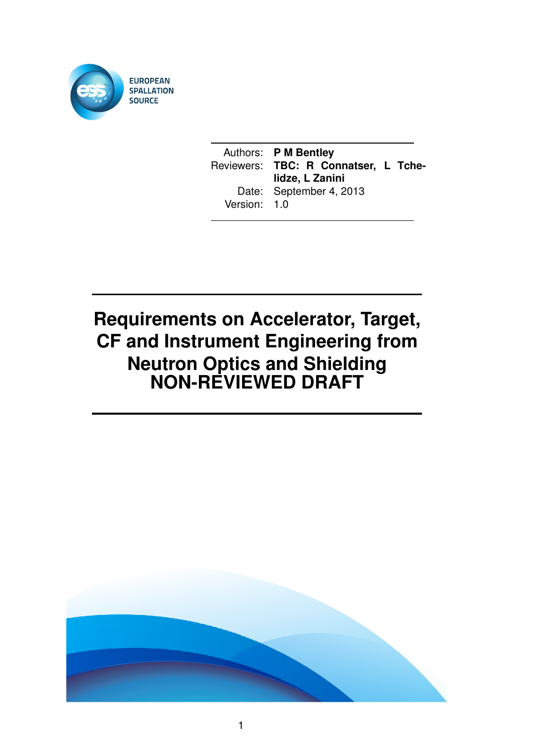EUROPEAN SPALLATION SOURCE

| | |
|---|---|
| Authors: | **P M Bentley** |
| Reviewers: | **TBC: R Connatser, L Tchelidze, L Zanini** |
| Date: | September 4, 2013 |
| Version: | 1.0 |

# Requirements on Accelerator, Target, CF and Instrument Engineering from Neutron Optics and Shielding NON-REVIEWED DRAFT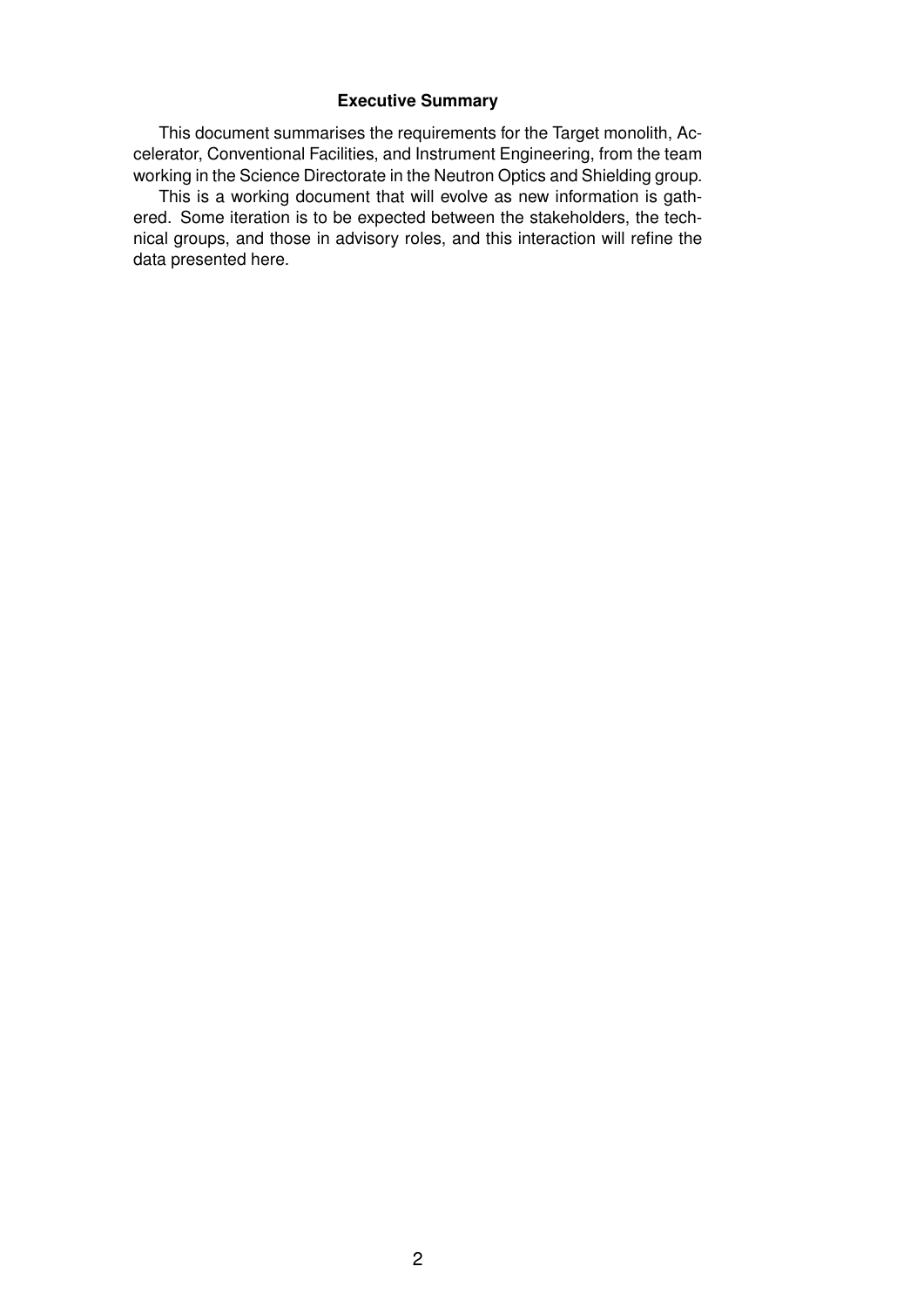## Executive Summary

This document summarises the requirements for the Target monolith, Accelerator, Conventional Facilities, and Instrument Engineering, from the team working in the Science Directorate in the Neutron Optics and Shielding group.

This is a working document that will evolve as new information is gathered. Some iteration is to be expected between the stakeholders, the technical groups, and those in advisory roles, and this interaction will refine the data presented here.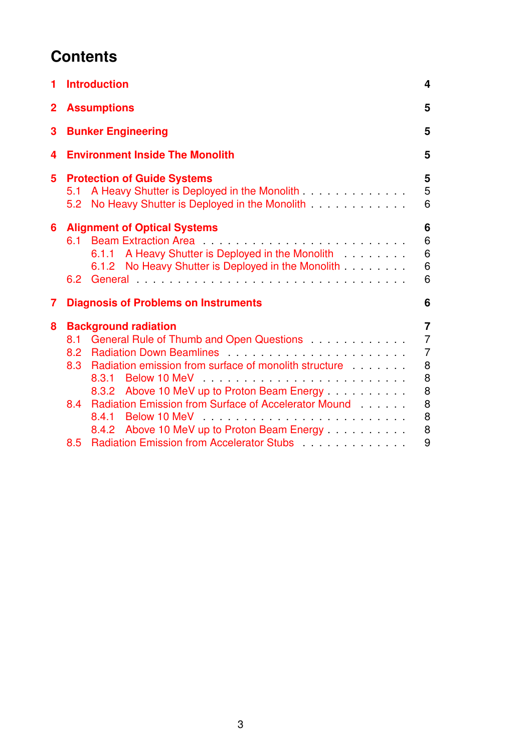# Contents

- **1 Introduction** — 4
- **2 Assumptions** — 5
- **3 Bunker Engineering** — 5
- **4 Environment Inside The Monolith** — 5
- **5 Protection of Guide Systems** — 5
  - 5.1 A Heavy Shutter is Deployed in the Monolith — 5
  - 5.2 No Heavy Shutter is Deployed in the Monolith — 6
- **6 Alignment of Optical Systems** — 6
  - 6.1 Beam Extraction Area — 6
    - 6.1.1 A Heavy Shutter is Deployed in the Monolith — 6
    - 6.1.2 No Heavy Shutter is Deployed in the Monolith — 6
  - 6.2 General — 6
- **7 Diagnosis of Problems on Instruments** — 6
- **8 Background radiation** — 7
  - 8.1 General Rule of Thumb and Open Questions — 7
  - 8.2 Radiation Down Beamlines — 7
  - 8.3 Radiation emission from surface of monolith structure — 8
    - 8.3.1 Below 10 MeV — 8
    - 8.3.2 Above 10 MeV up to Proton Beam Energy — 8
  - 8.4 Radiation Emission from Surface of Accelerator Mound — 8
    - 8.4.1 Below 10 MeV — 8
    - 8.4.2 Above 10 MeV up to Proton Beam Energy — 8
  - 8.5 Radiation Emission from Accelerator Stubs — 9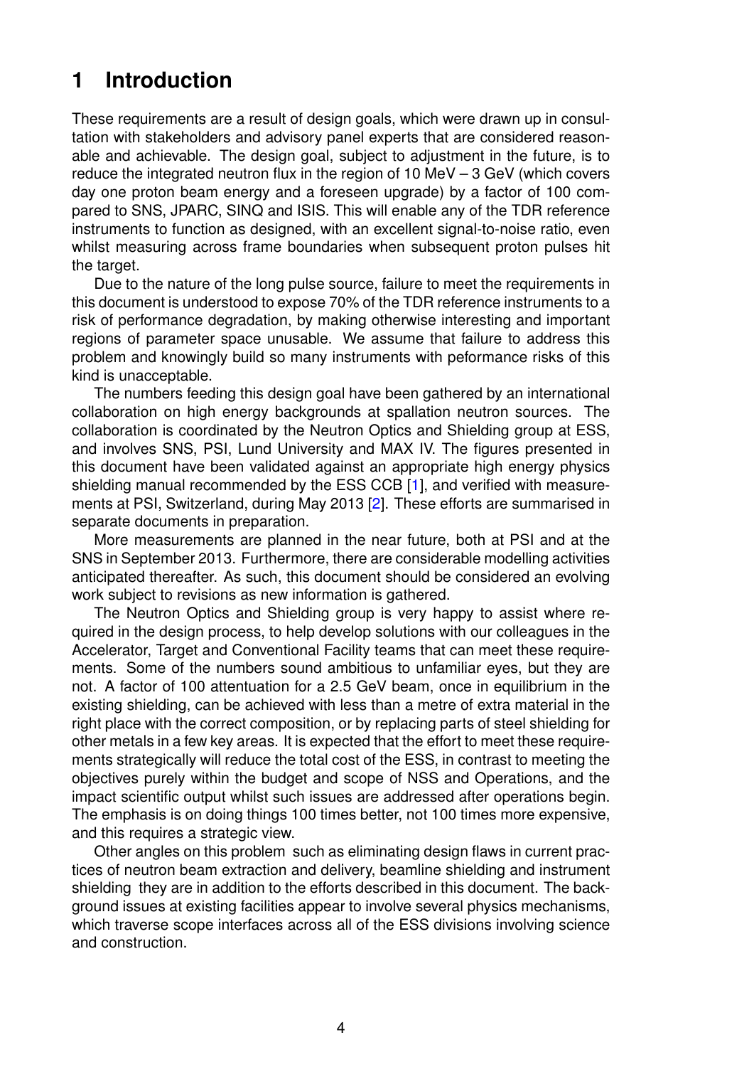# 1 Introduction

These requirements are a result of design goals, which were drawn up in consultation with stakeholders and advisory panel experts that are considered reasonable and achievable. The design goal, subject to adjustment in the future, is to reduce the integrated neutron flux in the region of 10 MeV – 3 GeV (which covers day one proton beam energy and a foreseen upgrade) by a factor of 100 compared to SNS, JPARC, SINQ and ISIS. This will enable any of the TDR reference instruments to function as designed, with an excellent signal-to-noise ratio, even whilst measuring across frame boundaries when subsequent proton pulses hit the target.

Due to the nature of the long pulse source, failure to meet the requirements in this document is understood to expose 70% of the TDR reference instruments to a risk of performance degradation, by making otherwise interesting and important regions of parameter space unusable. We assume that failure to address this problem and knowingly build so many instruments with peformance risks of this kind is unacceptable.

The numbers feeding this design goal have been gathered by an international collaboration on high energy backgrounds at spallation neutron sources. The collaboration is coordinated by the Neutron Optics and Shielding group at ESS, and involves SNS, PSI, Lund University and MAX IV. The figures presented in this document have been validated against an appropriate high energy physics shielding manual recommended by the ESS CCB [1], and verified with measurements at PSI, Switzerland, during May 2013 [2]. These efforts are summarised in separate documents in preparation.

More measurements are planned in the near future, both at PSI and at the SNS in September 2013. Furthermore, there are considerable modelling activities anticipated thereafter. As such, this document should be considered an evolving work subject to revisions as new information is gathered.

The Neutron Optics and Shielding group is very happy to assist where required in the design process, to help develop solutions with our colleagues in the Accelerator, Target and Conventional Facility teams that can meet these requirements. Some of the numbers sound ambitious to unfamiliar eyes, but they are not. A factor of 100 attentuation for a 2.5 GeV beam, once in equilibrium in the existing shielding, can be achieved with less than a metre of extra material in the right place with the correct composition, or by replacing parts of steel shielding for other metals in a few key areas. It is expected that the effort to meet these requirements strategically will reduce the total cost of the ESS, in contrast to meeting the objectives purely within the budget and scope of NSS and Operations, and the impact scientific output whilst such issues are addressed after operations begin. The emphasis is on doing things 100 times better, not 100 times more expensive, and this requires a strategic view.

Other angles on this problem such as eliminating design flaws in current practices of neutron beam extraction and delivery, beamline shielding and instrument shielding they are in addition to the efforts described in this document. The background issues at existing facilities appear to involve several physics mechanisms, which traverse scope interfaces across all of the ESS divisions involving science and construction.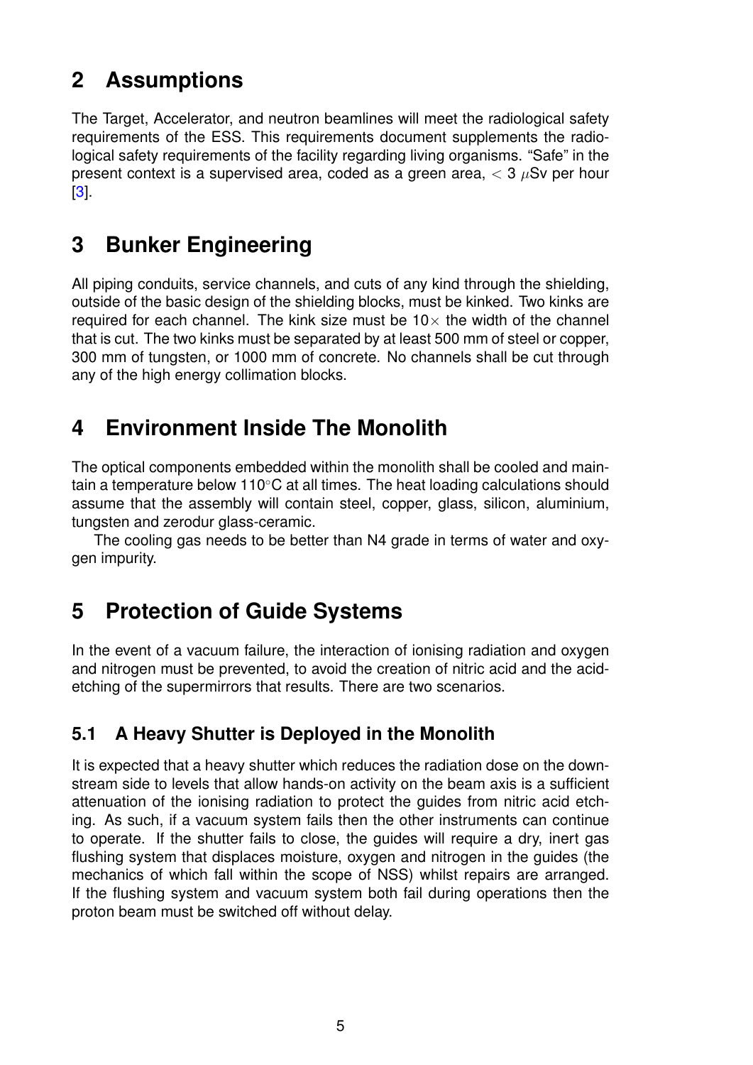## 2 Assumptions

The Target, Accelerator, and neutron beamlines will meet the radiological safety requirements of the ESS. This requirements document supplements the radiological safety requirements of the facility regarding living organisms. "Safe" in the present context is a supervised area, coded as a green area, $< 3\ \mu$Sv per hour [3].

## 3 Bunker Engineering

All piping conduits, service channels, and cuts of any kind through the shielding, outside of the basic design of the shielding blocks, must be kinked. Two kinks are required for each channel. The kink size must be $10\times$ the width of the channel that is cut. The two kinks must be separated by at least 500 mm of steel or copper, 300 mm of tungsten, or 1000 mm of concrete. No channels shall be cut through any of the high energy collimation blocks.

## 4 Environment Inside The Monolith

The optical components embedded within the monolith shall be cooled and maintain a temperature below 110°C at all times. The heat loading calculations should assume that the assembly will contain steel, copper, glass, silicon, aluminium, tungsten and zerodur glass-ceramic.

The cooling gas needs to be better than N4 grade in terms of water and oxygen impurity.

## 5 Protection of Guide Systems

In the event of a vacuum failure, the interaction of ionising radiation and oxygen and nitrogen must be prevented, to avoid the creation of nitric acid and the acid-etching of the supermirrors that results. There are two scenarios.

### 5.1 A Heavy Shutter is Deployed in the Monolith

It is expected that a heavy shutter which reduces the radiation dose on the downstream side to levels that allow hands-on activity on the beam axis is a sufficient attenuation of the ionising radiation to protect the guides from nitric acid etching. As such, if a vacuum system fails then the other instruments can continue to operate. If the shutter fails to close, the guides will require a dry, inert gas flushing system that displaces moisture, oxygen and nitrogen in the guides (the mechanics of which fall within the scope of NSS) whilst repairs are arranged. If the flushing system and vacuum system both fail during operations then the proton beam must be switched off without delay.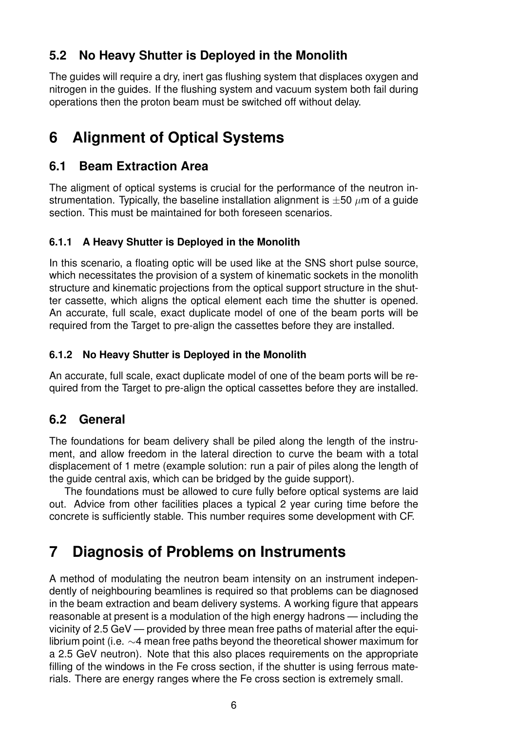## 5.2 No Heavy Shutter is Deployed in the Monolith

The guides will require a dry, inert gas flushing system that displaces oxygen and nitrogen in the guides. If the flushing system and vacuum system both fail during operations then the proton beam must be switched off without delay.

# 6 Alignment of Optical Systems

## 6.1 Beam Extraction Area

The aligment of optical systems is crucial for the performance of the neutron instrumentation. Typically, the baseline installation alignment is $\pm 50$ $\mu$m of a guide section. This must be maintained for both foreseen scenarios.

### 6.1.1 A Heavy Shutter is Deployed in the Monolith

In this scenario, a floating optic will be used like at the SNS short pulse source, which necessitates the provision of a system of kinematic sockets in the monolith structure and kinematic projections from the optical support structure in the shutter cassette, which aligns the optical element each time the shutter is opened. An accurate, full scale, exact duplicate model of one of the beam ports will be required from the Target to pre-align the cassettes before they are installed.

### 6.1.2 No Heavy Shutter is Deployed in the Monolith

An accurate, full scale, exact duplicate model of one of the beam ports will be required from the Target to pre-align the optical cassettes before they are installed.

## 6.2 General

The foundations for beam delivery shall be piled along the length of the instrument, and allow freedom in the lateral direction to curve the beam with a total displacement of 1 metre (example solution: run a pair of piles along the length of the guide central axis, which can be bridged by the guide support).

The foundations must be allowed to cure fully before optical systems are laid out. Advice from other facilities places a typical 2 year curing time before the concrete is sufficiently stable. This number requires some development with CF.

# 7 Diagnosis of Problems on Instruments

A method of modulating the neutron beam intensity on an instrument independently of neighbouring beamlines is required so that problems can be diagnosed in the beam extraction and beam delivery systems. A working figure that appears reasonable at present is a modulation of the high energy hadrons — including the vicinity of 2.5 GeV — provided by three mean free paths of material after the equilibrium point (i.e. $\sim$4 mean free paths beyond the theoretical shower maximum for a 2.5 GeV neutron). Note that this also places requirements on the appropriate filling of the windows in the Fe cross section, if the shutter is using ferrous materials. There are energy ranges where the Fe cross section is extremely small.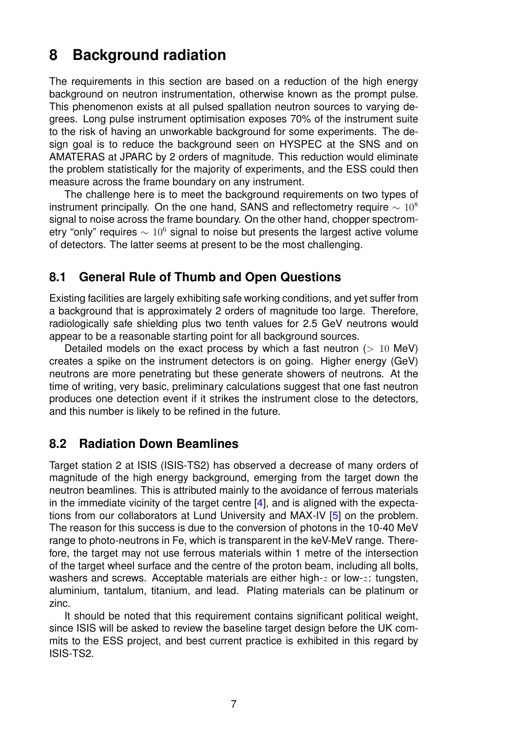# 8 Background radiation

The requirements in this section are based on a reduction of the high energy background on neutron instrumentation, otherwise known as the prompt pulse. This phenomenon exists at all pulsed spallation neutron sources to varying degrees. Long pulse instrument optimisation exposes 70% of the instrument suite to the risk of having an unworkable background for some experiments. The design goal is to reduce the background seen on HYSPEC at the SNS and on AMATERAS at JPARC by 2 orders of magnitude. This reduction would eliminate the problem statistically for the majority of experiments, and the ESS could then measure across the frame boundary on any instrument.

The challenge here is to meet the background requirements on two types of instrument principally. On the one hand, SANS and reflectometry require $\sim 10^8$ signal to noise across the frame boundary. On the other hand, chopper spectrometry "only" requires $\sim 10^6$ signal to noise but presents the largest active volume of detectors. The latter seems at present to be the most challenging.

## 8.1 General Rule of Thumb and Open Questions

Existing facilities are largely exhibiting safe working conditions, and yet suffer from a background that is approximately 2 orders of magnitude too large. Therefore, radiologically safe shielding plus two tenth values for 2.5 GeV neutrons would appear to be a reasonable starting point for all background sources.

Detailed models on the exact process by which a fast neutron ($> 10$ MeV) creates a spike on the instrument detectors is on going. Higher energy (GeV) neutrons are more penetrating but these generate showers of neutrons. At the time of writing, very basic, preliminary calculations suggest that one fast neutron produces one detection event if it strikes the instrument close to the detectors, and this number is likely to be refined in the future.

## 8.2 Radiation Down Beamlines

Target station 2 at ISIS (ISIS-TS2) has observed a decrease of many orders of magnitude of the high energy background, emerging from the target down the neutron beamlines. This is attributed mainly to the avoidance of ferrous materials in the immediate vicinity of the target centre [4], and is aligned with the expectations from our collaborators at Lund University and MAX-IV [5] on the problem. The reason for this success is due to the conversion of photons in the 10-40 MeV range to photo-neutrons in Fe, which is transparent in the keV-MeV range. Therefore, the target may not use ferrous materials within 1 metre of the intersection of the target wheel surface and the centre of the proton beam, including all bolts, washers and screws. Acceptable materials are either high-$z$ or low-$z$: tungsten, aluminium, tantalum, titanium, and lead. Plating materials can be platinum or zinc.

It should be noted that this requirement contains significant political weight, since ISIS will be asked to review the baseline target design before the UK commits to the ESS project, and best current practice is exhibited in this regard by ISIS-TS2.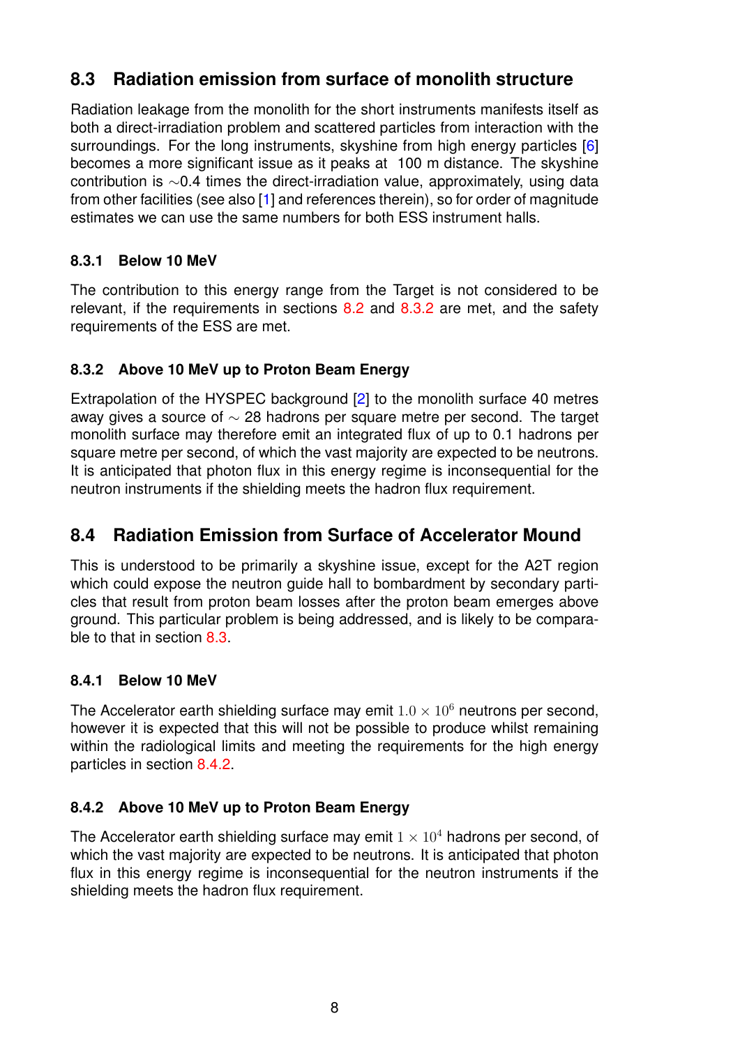## 8.3 Radiation emission from surface of monolith structure

Radiation leakage from the monolith for the short instruments manifests itself as both a direct-irradiation problem and scattered particles from interaction with the surroundings. For the long instruments, skyshine from high energy particles [6] becomes a more significant issue as it peaks at 100 m distance. The skyshine contribution is $\sim$0.4 times the direct-irradiation value, approximately, using data from other facilities (see also [1] and references therein), so for order of magnitude estimates we can use the same numbers for both ESS instrument halls.

### 8.3.1 Below 10 MeV

The contribution to this energy range from the Target is not considered to be relevant, if the requirements in sections 8.2 and 8.3.2 are met, and the safety requirements of the ESS are met.

### 8.3.2 Above 10 MeV up to Proton Beam Energy

Extrapolation of the HYSPEC background [2] to the monolith surface 40 metres away gives a source of $\sim$ 28 hadrons per square metre per second. The target monolith surface may therefore emit an integrated flux of up to 0.1 hadrons per square metre per second, of which the vast majority are expected to be neutrons. It is anticipated that photon flux in this energy regime is inconsequential for the neutron instruments if the shielding meets the hadron flux requirement.

## 8.4 Radiation Emission from Surface of Accelerator Mound

This is understood to be primarily a skyshine issue, except for the A2T region which could expose the neutron guide hall to bombardment by secondary particles that result from proton beam losses after the proton beam emerges above ground. This particular problem is being addressed, and is likely to be comparable to that in section 8.3.

### 8.4.1 Below 10 MeV

The Accelerator earth shielding surface may emit $1.0 \times 10^6$ neutrons per second, however it is expected that this will not be possible to produce whilst remaining within the radiological limits and meeting the requirements for the high energy particles in section 8.4.2.

### 8.4.2 Above 10 MeV up to Proton Beam Energy

The Accelerator earth shielding surface may emit $1 \times 10^4$ hadrons per second, of which the vast majority are expected to be neutrons. It is anticipated that photon flux in this energy regime is inconsequential for the neutron instruments if the shielding meets the hadron flux requirement.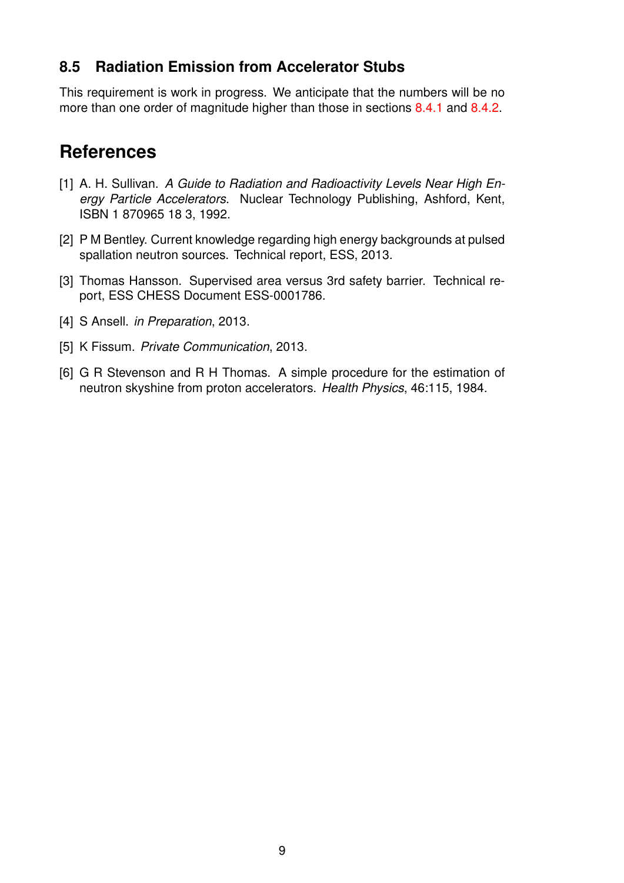### 8.5 Radiation Emission from Accelerator Stubs

This requirement is work in progress. We anticipate that the numbers will be no more than one order of magnitude higher than those in sections 8.4.1 and 8.4.2.

## References

[1] A. H. Sullivan. *A Guide to Radiation and Radioactivity Levels Near High Energy Particle Accelerators*. Nuclear Technology Publishing, Ashford, Kent, ISBN 1 870965 18 3, 1992.

[2] P M Bentley. Current knowledge regarding high energy backgrounds at pulsed spallation neutron sources. Technical report, ESS, 2013.

[3] Thomas Hansson. Supervised area versus 3rd safety barrier. Technical report, ESS CHESS Document ESS-0001786.

[4] S Ansell. *in Preparation*, 2013.

[5] K Fissum. *Private Communication*, 2013.

[6] G R Stevenson and R H Thomas. A simple procedure for the estimation of neutron skyshine from proton accelerators. *Health Physics*, 46:115, 1984.